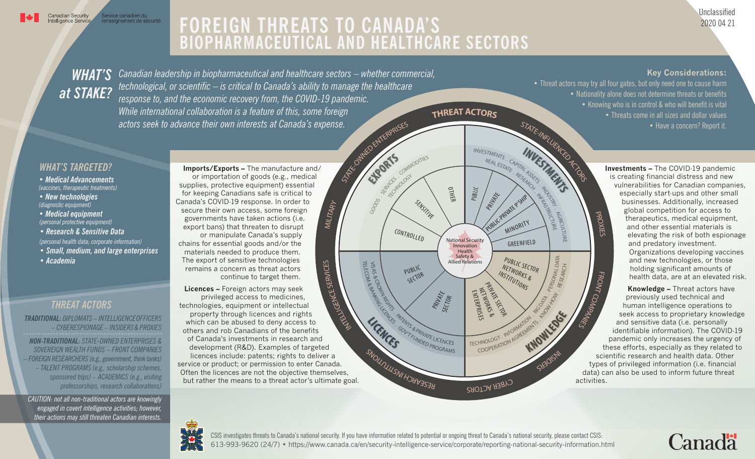Canadian Security Intelligence Service / Service canadien du renseignement de sécurité

Unclassified
2020 04 21

# FOREIGN THREATS TO CANADA'S BIOPHARMACEUTICAL AND HEALTHCARE SECTORS

## WHAT'S at STAKE?

*Canadian leadership in biopharmaceutical and healthcare sectors – whether commercial, technological, or scientific – is critical to Canada's ability to manage the healthcare response to, and the economic recovery from, the COVID-19 pandemic. While international collaboration is a feature of this, some foreign actors seek to advance their own interests at Canada's expense.*

### Key Considerations:

- Threat actors may try all four gates, but only need one to cause harm
- Nationality alone does not determine threats or benefits
- Knowing who is in control & who will benefit is vital
- Threats come in all sizes and dollar values
- Have a concern? Report it.

### WHAT'S TARGETED?

- ***Medical Advancements*** *(vaccines, therapeutic treatments)*
- ***New technologies*** *(diagnostic equipment)*
- ***Medical equipment*** *(personal protective equipment)*
- ***Research & Sensitive Data*** *(personal health data; corporate information)*
- ***Small, medium, and large enterprises***
- ***Academia***

### THREAT ACTORS

***TRADITIONAL:*** *DIPLOMATS – INTELLIGENCE OFFICERS – CYBERESPIONAGE – INSIDERS & PROXIES*

***NON-TRADITIONAL:*** *STATE-OWNED ENTERPRISES & SOVEREIGN WEALTH FUNDS – FRONT COMPANIES – FOREIGN RESEARCHERS (e.g., government, think tanks) – TALENT PROGRAMS (e.g., scholarship schemes, sponsored trips) – ACADEMICS (e.g., visiting professorships, research collaborations)*

*CAUTION: not all non-traditional actors are knowingly engaged in covert intelligence activities; however, their actions may still threaten Canadian interests.*

**Imports/Exports –** The manufacture and/or importation of goods (e.g., medical supplies, protective equipment) essential for keeping Canadians safe is critical to Canada's COVID-19 response. In order to secure their own access, some foreign governments have taken actions (i.e. export bans) that threaten to disrupt or manipulate Canada's supply chains for essential goods and/or the materials needed to produce them. The export of sensitive technologies remains a concern as threat actors continue to target them.

**Licences –** Foreign actors may seek privileged access to medicines, technologies, equipment or intellectual property through licences and rights which can be abused to deny access to others and rob Canadians of the benefits of Canada's investments in research and development (R&D). Examples of targeted licences include: patents; rights to deliver a service or product; or permission to enter Canada. Often the licences are not the objective themselves, but rather the means to a threat actor's ultimate goal.

**THREAT ACTORS:** State-Owned Enterprises · State-Influenced Actors · Proxies · Front Companies · Insiders · Cyber Actors · Research Institutions · Intelligence Services · Military

**Centre:** National Security · Innovation · Health · Safety & Allied Relations

**EXPORTS:** Goods · Services · Commodities · Technology — Controlled · Sensitive · Other

**INVESTMENTS:** Investments · Capital Assets · Real Estate · Research · Industry · Infrastructure · Agriculture — Public · Private · Public-Private P'ship · Minority · Greenfield

**KNOWLEDGE:** Technology · Information · Cooperation Agreements · Big Data · Know-How · Personal Data · Research — Public Sector Networks & Institutions · Private Sector Networks & Enterprises

**LICENCES:** Visas & Crown Rights · Telecom & Banking Licences · Patents & Private Licences · Gov't Funded Programs — Public Sector · Private Sector

**Investments –** The COVID-19 pandemic is creating financial distress and new vulnerabilities for Canadian companies, especially start-ups and other small businesses. Additionally, increased global competition for access to therapeutics, medical equipment, and other essential materials is elevating the risk of both espionage and predatory investment. Organizations developing vaccines and new technologies, or those holding significant amounts of health data, are at an elevated risk.

**Knowledge –** Threat actors have previously used technical and human intelligence operations to seek access to proprietary knowledge and sensitive data (i.e. personally identifiable information). The COVID-19 pandemic only increases the urgency of these efforts, especially as they related to scientific research and health data. Other types of privileged information (i.e. financial data) can also be used to inform future threat activities.

CSIS investigates threats to Canada's national security. If you have information related to potential or ongoing threat to Canada's national security, please contact CSIS:
613-993-9620 (24/7) • https://www.canada.ca/en/security-intelligence-service/corporate/reporting-national-security-information.html

Canada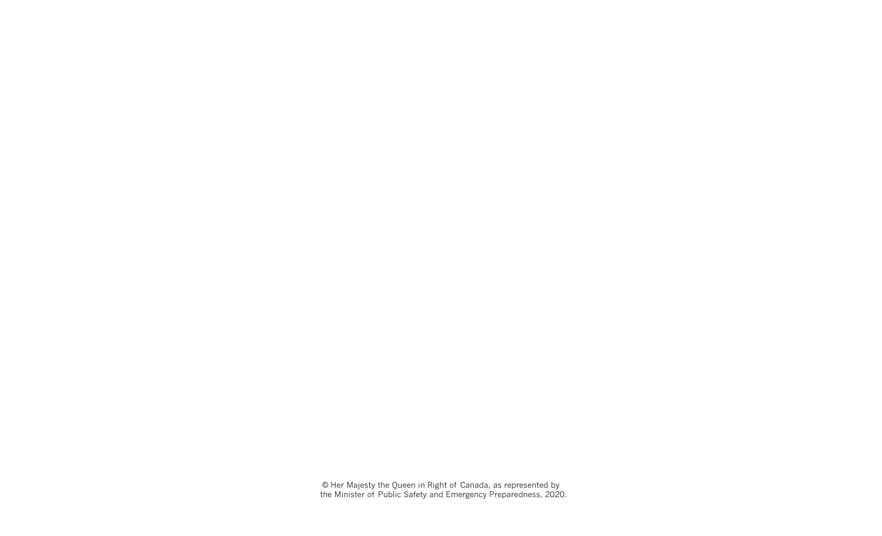© Her Majesty the Queen in Right of Canada, as represented by the Minister of Public Safety and Emergency Preparedness, 2020.